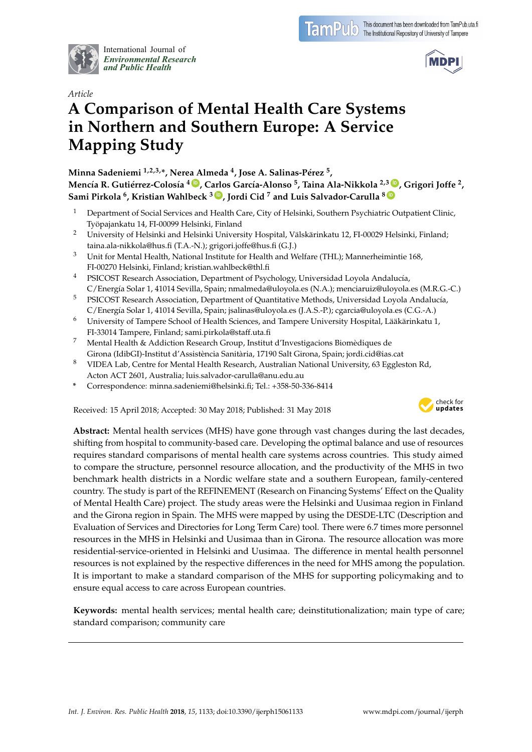Article

# A Comparison of Mental Health Care Systems in Northern and Southern Europe: A Service Mapping Study

**Minna Sadeniemi [1,2,3,*], Nerea Almeda [4], Jose A. Salinas-Pérez [5], Mencía R. Gutiérrez-Colosía [4], Carlos García-Alonso [5], Taina Ala-Nikkola [2,3], Grigori Joffe [2], Sami Pirkola [6], Kristian Wahlbeck [3], Jordi Cid [7] and Luis Salvador-Carulla [8]**

1. Department of Social Services and Health Care, City of Helsinki, Southern Psychiatric Outpatient Clinic, Työpajankatu 14, FI-00099 Helsinki, Finland
2. University of Helsinki and Helsinki University Hospital, Välskärinkatu 12, FI-00029 Helsinki, Finland; taina.ala-nikkola@hus.fi (T.A.-N.); grigori.joffe@hus.fi (G.J.)
3. Unit for Mental Health, National Institute for Health and Welfare (THL); Mannerheimintie 168, FI-00270 Helsinki, Finland; kristian.wahlbeck@thl.fi
4. PSICOST Research Association, Department of Psychology, Universidad Loyola Andalucía, C/Energía Solar 1, 41014 Sevilla, Spain; nmalmeda@uloyola.es (N.A.); menciaruiz@uloyola.es (M.R.G.-C.)
5. PSICOST Research Association, Department of Quantitative Methods, Universidad Loyola Andalucía, C/Energía Solar 1, 41014 Sevilla, Spain; jsalinas@uloyola.es (J.A.S.-P.); cgarcia@uloyola.es (C.G.-A.)
6. University of Tampere School of Health Sciences, and Tampere University Hospital, Lääkärinkatu 1, FI-33014 Tampere, Finland; sami.pirkola@staff.uta.fi
7. Mental Health & Addiction Research Group, Institut d'Investigacions Biomèdiques de Girona (IdibGI)-Institut d'Assistència Sanitària, 17190 Salt Girona, Spain; jordi.cid@ias.cat
8. VIDEA Lab, Centre for Mental Health Research, Australian National University, 63 Eggleston Rd, Acton ACT 2601, Australia; luis.salvador-carulla@anu.edu.au

\* Correspondence: minna.sadeniemi@helsinki.fi; Tel.: +358-50-336-8414

Received: 15 April 2018; Accepted: 30 May 2018; Published: 31 May 2018

**Abstract:** Mental health services (MHS) have gone through vast changes during the last decades, shifting from hospital to community-based care. Developing the optimal balance and use of resources requires standard comparisons of mental health care systems across countries. This study aimed to compare the structure, personnel resource allocation, and the productivity of the MHS in two benchmark health districts in a Nordic welfare state and a southern European, family-centered country. The study is part of the REFINEMENT (Research on Financing Systems' Effect on the Quality of Mental Health Care) project. The study areas were the Helsinki and Uusimaa region in Finland and the Girona region in Spain. The MHS were mapped by using the DESDE-LTC (Description and Evaluation of Services and Directories for Long Term Care) tool. There were 6.7 times more personnel resources in the MHS in Helsinki and Uusimaa than in Girona. The resource allocation was more residential-service-oriented in Helsinki and Uusimaa. The difference in mental health personnel resources is not explained by the respective differences in the need for MHS among the population. It is important to make a standard comparison of the MHS for supporting policymaking and to ensure equal access to care across European countries.

**Keywords:** mental health services; mental health care; deinstitutionalization; main type of care; standard comparison; community care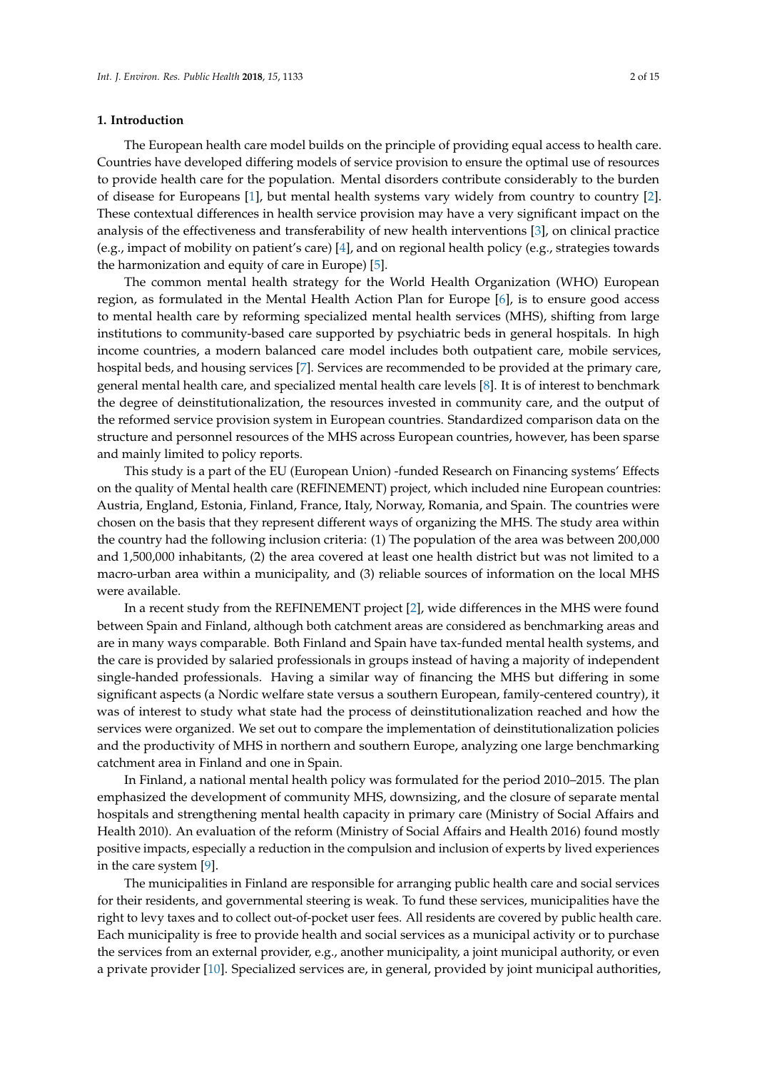## 1. Introduction

The European health care model builds on the principle of providing equal access to health care. Countries have developed differing models of service provision to ensure the optimal use of resources to provide health care for the population. Mental disorders contribute considerably to the burden of disease for Europeans [1], but mental health systems vary widely from country to country [2]. These contextual differences in health service provision may have a very significant impact on the analysis of the effectiveness and transferability of new health interventions [3], on clinical practice (e.g., impact of mobility on patient's care) [4], and on regional health policy (e.g., strategies towards the harmonization and equity of care in Europe) [5].

The common mental health strategy for the World Health Organization (WHO) European region, as formulated in the Mental Health Action Plan for Europe [6], is to ensure good access to mental health care by reforming specialized mental health services (MHS), shifting from large institutions to community-based care supported by psychiatric beds in general hospitals. In high income countries, a modern balanced care model includes both outpatient care, mobile services, hospital beds, and housing services [7]. Services are recommended to be provided at the primary care, general mental health care, and specialized mental health care levels [8]. It is of interest to benchmark the degree of deinstitutionalization, the resources invested in community care, and the output of the reformed service provision system in European countries. Standardized comparison data on the structure and personnel resources of the MHS across European countries, however, has been sparse and mainly limited to policy reports.

This study is a part of the EU (European Union) -funded Research on Financing systems' Effects on the quality of Mental health care (REFINEMENT) project, which included nine European countries: Austria, England, Estonia, Finland, France, Italy, Norway, Romania, and Spain. The countries were chosen on the basis that they represent different ways of organizing the MHS. The study area within the country had the following inclusion criteria: (1) The population of the area was between 200,000 and 1,500,000 inhabitants, (2) the area covered at least one health district but was not limited to a macro-urban area within a municipality, and (3) reliable sources of information on the local MHS were available.

In a recent study from the REFINEMENT project [2], wide differences in the MHS were found between Spain and Finland, although both catchment areas are considered as benchmarking areas and are in many ways comparable. Both Finland and Spain have tax-funded mental health systems, and the care is provided by salaried professionals in groups instead of having a majority of independent single-handed professionals. Having a similar way of financing the MHS but differing in some significant aspects (a Nordic welfare state versus a southern European, family-centered country), it was of interest to study what state had the process of deinstitutionalization reached and how the services were organized. We set out to compare the implementation of deinstitutionalization policies and the productivity of MHS in northern and southern Europe, analyzing one large benchmarking catchment area in Finland and one in Spain.

In Finland, a national mental health policy was formulated for the period 2010–2015. The plan emphasized the development of community MHS, downsizing, and the closure of separate mental hospitals and strengthening mental health capacity in primary care (Ministry of Social Affairs and Health 2010). An evaluation of the reform (Ministry of Social Affairs and Health 2016) found mostly positive impacts, especially a reduction in the compulsion and inclusion of experts by lived experiences in the care system [9].

The municipalities in Finland are responsible for arranging public health care and social services for their residents, and governmental steering is weak. To fund these services, municipalities have the right to levy taxes and to collect out-of-pocket user fees. All residents are covered by public health care. Each municipality is free to provide health and social services as a municipal activity or to purchase the services from an external provider, e.g., another municipality, a joint municipal authority, or even a private provider [10]. Specialized services are, in general, provided by joint municipal authorities,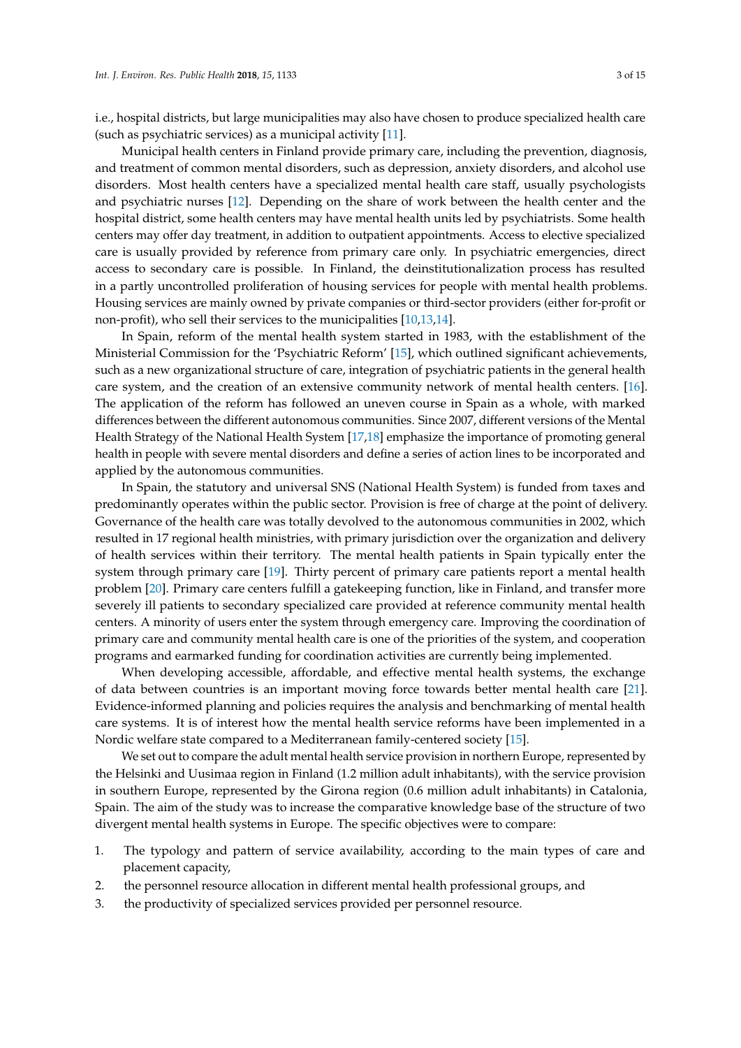i.e., hospital districts, but large municipalities may also have chosen to produce specialized health care (such as psychiatric services) as a municipal activity [11].

Municipal health centers in Finland provide primary care, including the prevention, diagnosis, and treatment of common mental disorders, such as depression, anxiety disorders, and alcohol use disorders. Most health centers have a specialized mental health care staff, usually psychologists and psychiatric nurses [12]. Depending on the share of work between the health center and the hospital district, some health centers may have mental health units led by psychiatrists. Some health centers may offer day treatment, in addition to outpatient appointments. Access to elective specialized care is usually provided by reference from primary care only. In psychiatric emergencies, direct access to secondary care is possible. In Finland, the deinstitutionalization process has resulted in a partly uncontrolled proliferation of housing services for people with mental health problems. Housing services are mainly owned by private companies or third-sector providers (either for-profit or non-profit), who sell their services to the municipalities [10,13,14].

In Spain, reform of the mental health system started in 1983, with the establishment of the Ministerial Commission for the 'Psychiatric Reform' [15], which outlined significant achievements, such as a new organizational structure of care, integration of psychiatric patients in the general health care system, and the creation of an extensive community network of mental health centers. [16]. The application of the reform has followed an uneven course in Spain as a whole, with marked differences between the different autonomous communities. Since 2007, different versions of the Mental Health Strategy of the National Health System [17,18] emphasize the importance of promoting general health in people with severe mental disorders and define a series of action lines to be incorporated and applied by the autonomous communities.

In Spain, the statutory and universal SNS (National Health System) is funded from taxes and predominantly operates within the public sector. Provision is free of charge at the point of delivery. Governance of the health care was totally devolved to the autonomous communities in 2002, which resulted in 17 regional health ministries, with primary jurisdiction over the organization and delivery of health services within their territory. The mental health patients in Spain typically enter the system through primary care [19]. Thirty percent of primary care patients report a mental health problem [20]. Primary care centers fulfill a gatekeeping function, like in Finland, and transfer more severely ill patients to secondary specialized care provided at reference community mental health centers. A minority of users enter the system through emergency care. Improving the coordination of primary care and community mental health care is one of the priorities of the system, and cooperation programs and earmarked funding for coordination activities are currently being implemented.

When developing accessible, affordable, and effective mental health systems, the exchange of data between countries is an important moving force towards better mental health care [21]. Evidence-informed planning and policies requires the analysis and benchmarking of mental health care systems. It is of interest how the mental health service reforms have been implemented in a Nordic welfare state compared to a Mediterranean family-centered society [15].

We set out to compare the adult mental health service provision in northern Europe, represented by the Helsinki and Uusimaa region in Finland (1.2 million adult inhabitants), with the service provision in southern Europe, represented by the Girona region (0.6 million adult inhabitants) in Catalonia, Spain. The aim of the study was to increase the comparative knowledge base of the structure of two divergent mental health systems in Europe. The specific objectives were to compare:

1. The typology and pattern of service availability, according to the main types of care and placement capacity,
2. the personnel resource allocation in different mental health professional groups, and
3. the productivity of specialized services provided per personnel resource.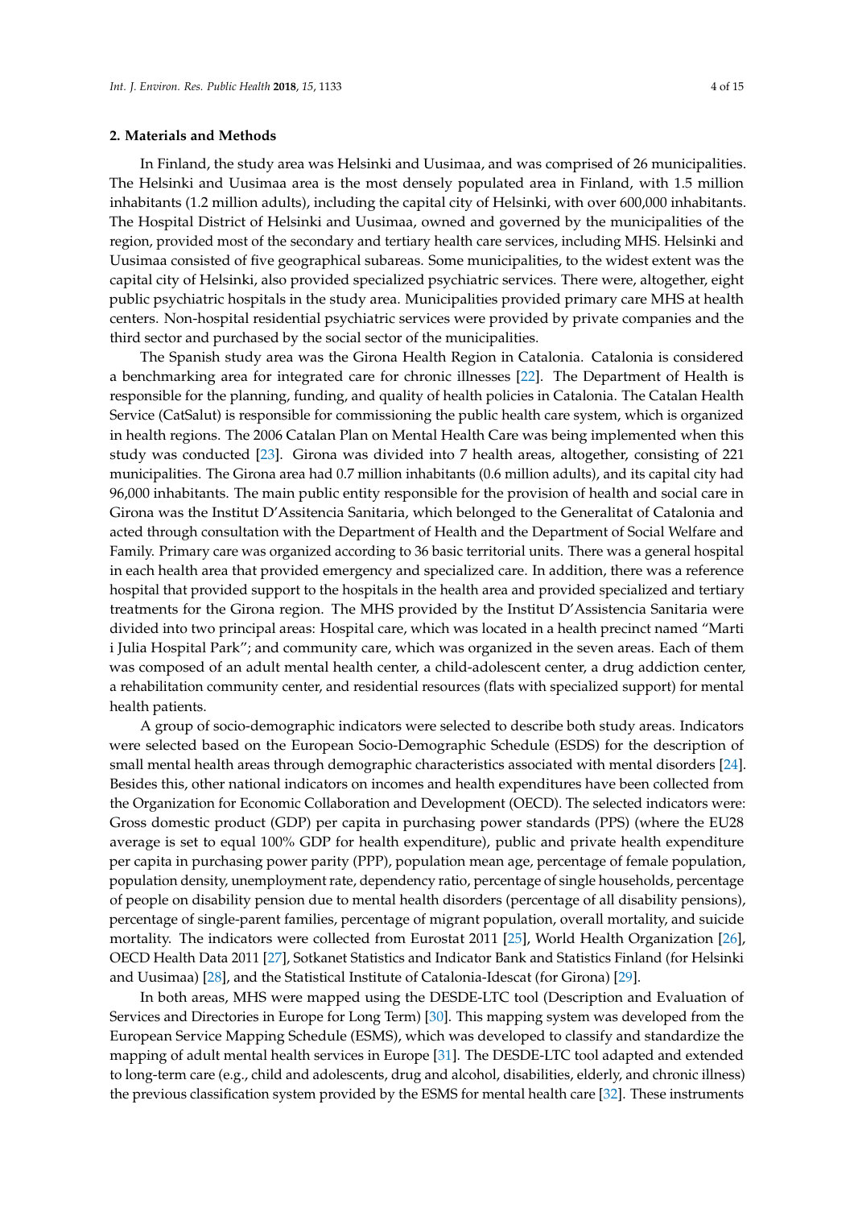## 2. Materials and Methods

In Finland, the study area was Helsinki and Uusimaa, and was comprised of 26 municipalities. The Helsinki and Uusimaa area is the most densely populated area in Finland, with 1.5 million inhabitants (1.2 million adults), including the capital city of Helsinki, with over 600,000 inhabitants. The Hospital District of Helsinki and Uusimaa, owned and governed by the municipalities of the region, provided most of the secondary and tertiary health care services, including MHS. Helsinki and Uusimaa consisted of five geographical subareas. Some municipalities, to the widest extent was the capital city of Helsinki, also provided specialized psychiatric services. There were, altogether, eight public psychiatric hospitals in the study area. Municipalities provided primary care MHS at health centers. Non-hospital residential psychiatric services were provided by private companies and the third sector and purchased by the social sector of the municipalities.

The Spanish study area was the Girona Health Region in Catalonia. Catalonia is considered a benchmarking area for integrated care for chronic illnesses [22]. The Department of Health is responsible for the planning, funding, and quality of health policies in Catalonia. The Catalan Health Service (CatSalut) is responsible for commissioning the public health care system, which is organized in health regions. The 2006 Catalan Plan on Mental Health Care was being implemented when this study was conducted [23]. Girona was divided into 7 health areas, altogether, consisting of 221 municipalities. The Girona area had 0.7 million inhabitants (0.6 million adults), and its capital city had 96,000 inhabitants. The main public entity responsible for the provision of health and social care in Girona was the Institut D'Assitencia Sanitaria, which belonged to the Generalitat of Catalonia and acted through consultation with the Department of Health and the Department of Social Welfare and Family. Primary care was organized according to 36 basic territorial units. There was a general hospital in each health area that provided emergency and specialized care. In addition, there was a reference hospital that provided support to the hospitals in the health area and provided specialized and tertiary treatments for the Girona region. The MHS provided by the Institut D'Assistencia Sanitaria were divided into two principal areas: Hospital care, which was located in a health precinct named "Marti i Julia Hospital Park"; and community care, which was organized in the seven areas. Each of them was composed of an adult mental health center, a child-adolescent center, a drug addiction center, a rehabilitation community center, and residential resources (flats with specialized support) for mental health patients.

A group of socio-demographic indicators were selected to describe both study areas. Indicators were selected based on the European Socio-Demographic Schedule (ESDS) for the description of small mental health areas through demographic characteristics associated with mental disorders [24]. Besides this, other national indicators on incomes and health expenditures have been collected from the Organization for Economic Collaboration and Development (OECD). The selected indicators were: Gross domestic product (GDP) per capita in purchasing power standards (PPS) (where the EU28 average is set to equal 100% GDP for health expenditure), public and private health expenditure per capita in purchasing power parity (PPP), population mean age, percentage of female population, population density, unemployment rate, dependency ratio, percentage of single households, percentage of people on disability pension due to mental health disorders (percentage of all disability pensions), percentage of single-parent families, percentage of migrant population, overall mortality, and suicide mortality. The indicators were collected from Eurostat 2011 [25], World Health Organization [26], OECD Health Data 2011 [27], Sotkanet Statistics and Indicator Bank and Statistics Finland (for Helsinki and Uusimaa) [28], and the Statistical Institute of Catalonia-Idescat (for Girona) [29].

In both areas, MHS were mapped using the DESDE-LTC tool (Description and Evaluation of Services and Directories in Europe for Long Term) [30]. This mapping system was developed from the European Service Mapping Schedule (ESMS), which was developed to classify and standardize the mapping of adult mental health services in Europe [31]. The DESDE-LTC tool adapted and extended to long-term care (e.g., child and adolescents, drug and alcohol, disabilities, elderly, and chronic illness) the previous classification system provided by the ESMS for mental health care [32]. These instruments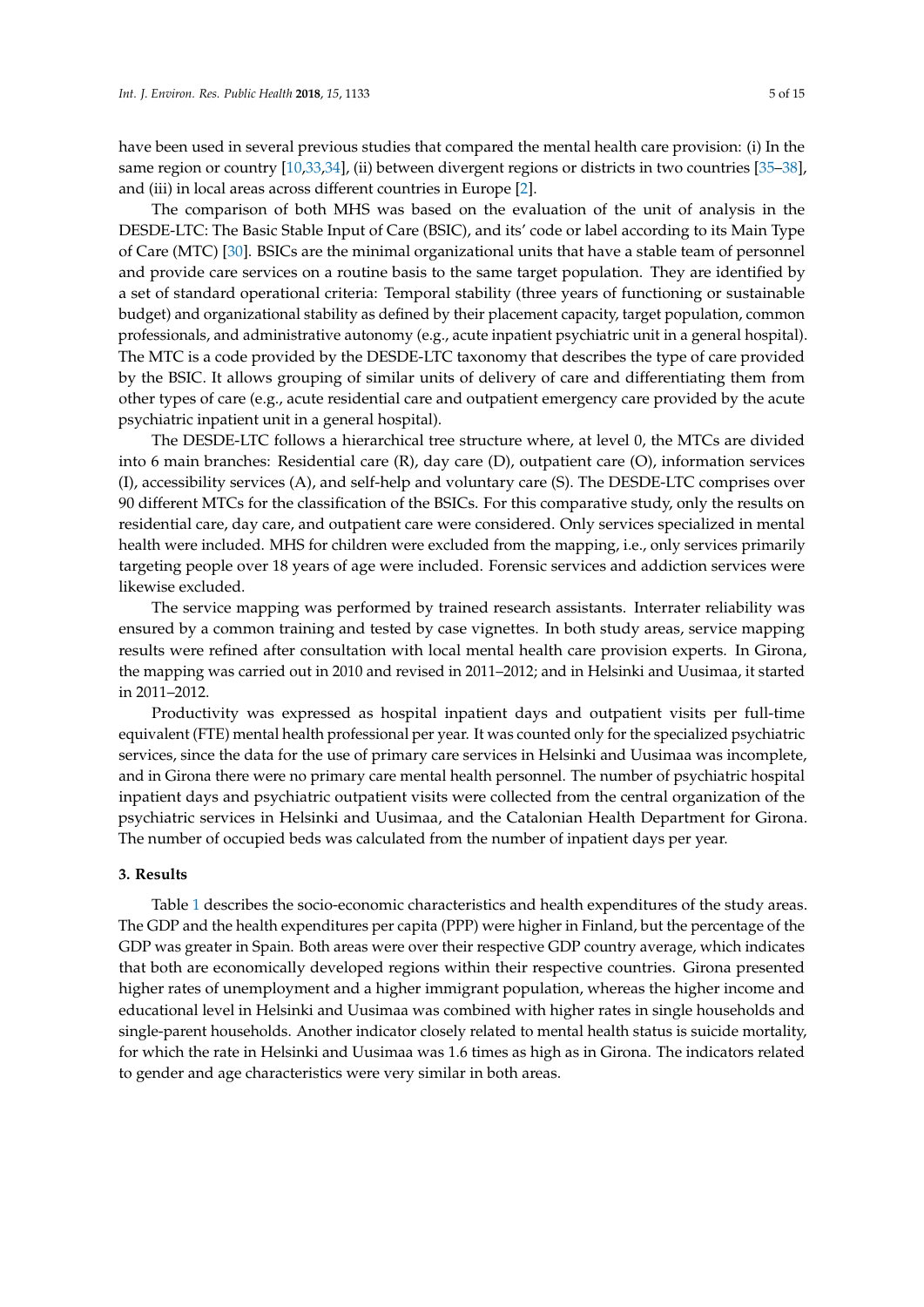have been used in several previous studies that compared the mental health care provision: (i) In the same region or country [10,33,34], (ii) between divergent regions or districts in two countries [35–38], and (iii) in local areas across different countries in Europe [2].

The comparison of both MHS was based on the evaluation of the unit of analysis in the DESDE-LTC: The Basic Stable Input of Care (BSIC), and its' code or label according to its Main Type of Care (MTC) [30]. BSICs are the minimal organizational units that have a stable team of personnel and provide care services on a routine basis to the same target population. They are identified by a set of standard operational criteria: Temporal stability (three years of functioning or sustainable budget) and organizational stability as defined by their placement capacity, target population, common professionals, and administrative autonomy (e.g., acute inpatient psychiatric unit in a general hospital). The MTC is a code provided by the DESDE-LTC taxonomy that describes the type of care provided by the BSIC. It allows grouping of similar units of delivery of care and differentiating them from other types of care (e.g., acute residential care and outpatient emergency care provided by the acute psychiatric inpatient unit in a general hospital).

The DESDE-LTC follows a hierarchical tree structure where, at level 0, the MTCs are divided into 6 main branches: Residential care (R), day care (D), outpatient care (O), information services (I), accessibility services (A), and self-help and voluntary care (S). The DESDE-LTC comprises over 90 different MTCs for the classification of the BSICs. For this comparative study, only the results on residential care, day care, and outpatient care were considered. Only services specialized in mental health were included. MHS for children were excluded from the mapping, i.e., only services primarily targeting people over 18 years of age were included. Forensic services and addiction services were likewise excluded.

The service mapping was performed by trained research assistants. Interrater reliability was ensured by a common training and tested by case vignettes. In both study areas, service mapping results were refined after consultation with local mental health care provision experts. In Girona, the mapping was carried out in 2010 and revised in 2011–2012; and in Helsinki and Uusimaa, it started in 2011–2012.

Productivity was expressed as hospital inpatient days and outpatient visits per full-time equivalent (FTE) mental health professional per year. It was counted only for the specialized psychiatric services, since the data for the use of primary care services in Helsinki and Uusimaa was incomplete, and in Girona there were no primary care mental health personnel. The number of psychiatric hospital inpatient days and psychiatric outpatient visits were collected from the central organization of the psychiatric services in Helsinki and Uusimaa, and the Catalonian Health Department for Girona. The number of occupied beds was calculated from the number of inpatient days per year.

## 3. Results

Table 1 describes the socio-economic characteristics and health expenditures of the study areas. The GDP and the health expenditures per capita (PPP) were higher in Finland, but the percentage of the GDP was greater in Spain. Both areas were over their respective GDP country average, which indicates that both are economically developed regions within their respective countries. Girona presented higher rates of unemployment and a higher immigrant population, whereas the higher income and educational level in Helsinki and Uusimaa was combined with higher rates in single households and single-parent households. Another indicator closely related to mental health status is suicide mortality, for which the rate in Helsinki and Uusimaa was 1.6 times as high as in Girona. The indicators related to gender and age characteristics were very similar in both areas.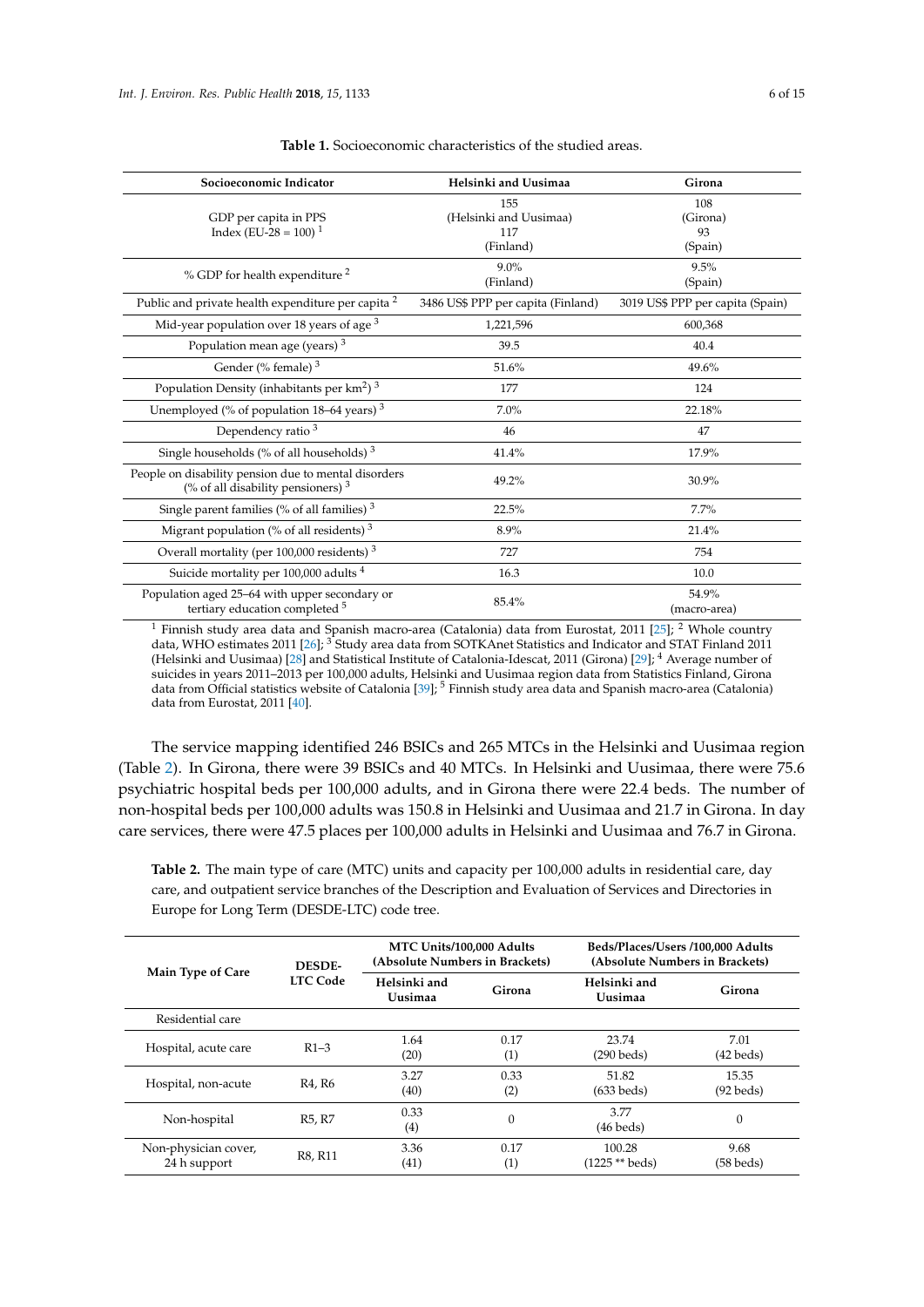**Table 1.** Socioeconomic characteristics of the studied areas.

| Socioeconomic Indicator | Helsinki and Uusimaa | Girona |
|---|---|---|
| GDP per capita in PPS Index (EU-28 = 100) [1] | 155 (Helsinki and Uusimaa) 117 (Finland) | 108 (Girona) 93 (Spain) |
| % GDP for health expenditure [2] | 9.0% (Finland) | 9.5% (Spain) |
| Public and private health expenditure per capita [2] | 3486 US$ PPP per capita (Finland) | 3019 US$ PPP per capita (Spain) |
| Mid-year population over 18 years of age [3] | 1,221,596 | 600,368 |
| Population mean age (years) [3] | 39.5 | 40.4 |
| Gender (% female) [3] | 51.6% | 49.6% |
| Population Density (inhabitants per km$^2$) [3] | 177 | 124 |
| Unemployed (% of population 18–64 years) [3] | 7.0% | 22.18% |
| Dependency ratio [3] | 46 | 47 |
| Single households (% of all households) [3] | 41.4% | 17.9% |
| People on disability pension due to mental disorders (% of all disability pensioners) [3] | 49.2% | 30.9% |
| Single parent families (% of all families) [3] | 22.5% | 7.7% |
| Migrant population (% of all residents) [3] | 8.9% | 21.4% |
| Overall mortality (per 100,000 residents) [3] | 727 | 754 |
| Suicide mortality per 100,000 adults [4] | 16.3 | 10.0 |
| Population aged 25–64 with upper secondary or tertiary education completed [5] | 85.4% | 54.9% (macro-area) |

[1] Finnish study area data and Spanish macro-area (Catalonia) data from Eurostat, 2011 [25]; [2] Whole country data, WHO estimates 2011 [26]; [3] Study area data from SOTKAnet Statistics and Indicator and STAT Finland 2011 (Helsinki and Uusimaa) [28] and Statistical Institute of Catalonia-Idescat, 2011 (Girona) [29]; [4] Average number of suicides in years 2011–2013 per 100,000 adults, Helsinki and Uusimaa region data from Statistics Finland, Girona data from Official statistics website of Catalonia [39]; [5] Finnish study area data and Spanish macro-area (Catalonia) data from Eurostat, 2011 [40].

The service mapping identified 246 BSICs and 265 MTCs in the Helsinki and Uusimaa region (Table 2). In Girona, there were 39 BSICs and 40 MTCs. In Helsinki and Uusimaa, there were 75.6 psychiatric hospital beds per 100,000 adults, and in Girona there were 22.4 beds. The number of non-hospital beds per 100,000 adults was 150.8 in Helsinki and Uusimaa and 21.7 in Girona. In day care services, there were 47.5 places per 100,000 adults in Helsinki and Uusimaa and 76.7 in Girona.

**Table 2.** The main type of care (MTC) units and capacity per 100,000 adults in residential care, day care, and outpatient service branches of the Description and Evaluation of Services and Directories in Europe for Long Term (DESDE-LTC) code tree.

| Main Type of Care | DESDE-LTC Code | MTC Units/100,000 Adults (Absolute Numbers in Brackets) | | Beds/Places/Users /100,000 Adults (Absolute Numbers in Brackets) | |
|---|---|---|---|---|---|
| | | Helsinki and Uusimaa | Girona | Helsinki and Uusimaa | Girona |
| Residential care | | | | | |
| Hospital, acute care | R1–3 | 1.64 (20) | 0.17 (1) | 23.74 (290 beds) | 7.01 (42 beds) |
| Hospital, non-acute | R4, R6 | 3.27 (40) | 0.33 (2) | 51.82 (633 beds) | 15.35 (92 beds) |
| Non-hospital | R5, R7 | 0.33 (4) | 0 | 3.77 (46 beds) | 0 |
| Non-physician cover, 24 h support | R8, R11 | 3.36 (41) | 0.17 (1) | 100.28 (1225 ** beds) | 9.68 (58 beds) |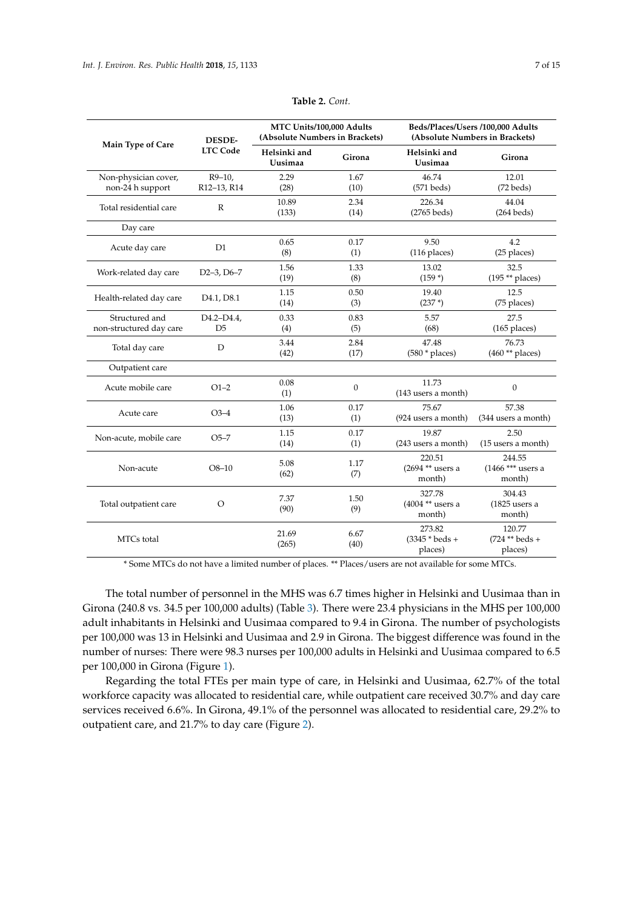**Table 2.** *Cont.*

| Main Type of Care | DESDE-LTC Code | MTC Units/100,000 Adults (Absolute Numbers in Brackets) | | Beds/Places/Users /100,000 Adults (Absolute Numbers in Brackets) | |
|---|---|---|---|---|---|
| | | Helsinki and Uusimaa | Girona | Helsinki and Uusimaa | Girona |
| Non-physician cover, non-24 h support | R9–10, R12–13, R14 | 2.29 (28) | 1.67 (10) | 46.74 (571 beds) | 12.01 (72 beds) |
| Total residential care | R | 10.89 (133) | 2.34 (14) | 226.34 (2765 beds) | 44.04 (264 beds) |
| Day care | | | | | |
| Acute day care | D1 | 0.65 (8) | 0.17 (1) | 9.50 (116 places) | 4.2 (25 places) |
| Work-related day care | D2–3, D6–7 | 1.56 (19) | 1.33 (8) | 13.02 (159 *) | 32.5 (195 ** places) |
| Health-related day care | D4.1, D8.1 | 1.15 (14) | 0.50 (3) | 19.40 (237 *) | 12.5 (75 places) |
| Structured and non-structured day care | D4.2–D4.4, D5 | 0.33 (4) | 0.83 (5) | 5.57 (68) | 27.5 (165 places) |
| Total day care | D | 3.44 (42) | 2.84 (17) | 47.48 (580 * places) | 76.73 (460 ** places) |
| Outpatient care | | | | | |
| Acute mobile care | O1–2 | 0.08 (1) | 0 | 11.73 (143 users a month) | 0 |
| Acute care | O3–4 | 1.06 (13) | 0.17 (1) | 75.67 (924 users a month) | 57.38 (344 users a month) |
| Non-acute, mobile care | O5–7 | 1.15 (14) | 0.17 (1) | 19.87 (243 users a month) | 2.50 (15 users a month) |
| Non-acute | O8–10 | 5.08 (62) | 1.17 (7) | 220.51 (2694 ** users a month) | 244.55 (1466 *** users a month) |
| Total outpatient care | O | 7.37 (90) | 1.50 (9) | 327.78 (4004 ** users a month) | 304.43 (1825 users a month) |
| MTCs total | | 21.69 (265) | 6.67 (40) | 273.82 (3345 * beds + places) | 120.77 (724 ** beds + places) |

* Some MTCs do not have a limited number of places. ** Places/users are not available for some MTCs.

The total number of personnel in the MHS was 6.7 times higher in Helsinki and Uusimaa than in Girona (240.8 vs. 34.5 per 100,000 adults) (Table 3). There were 23.4 physicians in the MHS per 100,000 adult inhabitants in Helsinki and Uusimaa compared to 9.4 in Girona. The number of psychologists per 100,000 was 13 in Helsinki and Uusimaa and 2.9 in Girona. The biggest difference was found in the number of nurses: There were 98.3 nurses per 100,000 adults in Helsinki and Uusimaa compared to 6.5 per 100,000 in Girona (Figure 1).

Regarding the total FTEs per main type of care, in Helsinki and Uusimaa, 62.7% of the total workforce capacity was allocated to residential care, while outpatient care received 30.7% and day care services received 6.6%. In Girona, 49.1% of the personnel was allocated to residential care, 29.2% to outpatient care, and 21.7% to day care (Figure 2).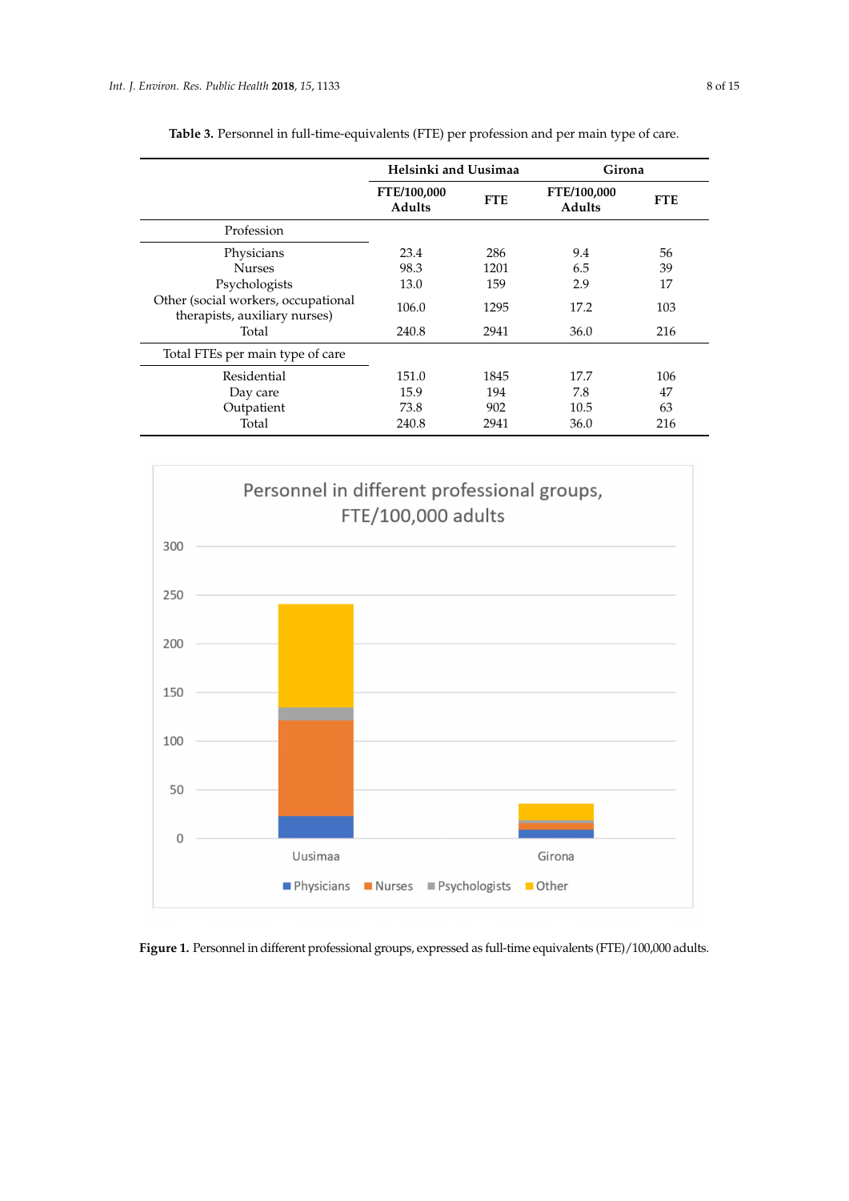**Table 3.** Personnel in full-time-equivalents (FTE) per profession and per main type of care.

| | Helsinki and Uusimaa | | Girona | |
|---|---|---|---|---|
| | FTE/100,000 Adults | FTE | FTE/100,000 Adults | FTE |
| **Profession** | | | | |
| Physicians | 23.4 | 286 | 9.4 | 56 |
| Nurses | 98.3 | 1201 | 6.5 | 39 |
| Psychologists | 13.0 | 159 | 2.9 | 17 |
| Other (social workers, occupational therapists, auxiliary nurses) | 106.0 | 1295 | 17.2 | 103 |
| Total | 240.8 | 2941 | 36.0 | 216 |
| **Total FTEs per main type of care** | | | | |
| Residential | 151.0 | 1845 | 17.7 | 106 |
| Day care | 15.9 | 194 | 7.8 | 47 |
| Outpatient | 73.8 | 902 | 10.5 | 63 |
| Total | 240.8 | 2941 | 36.0 | 216 |

**Figure 1.** Personnel in different professional groups, expressed as full-time equivalents (FTE)/100,000 adults.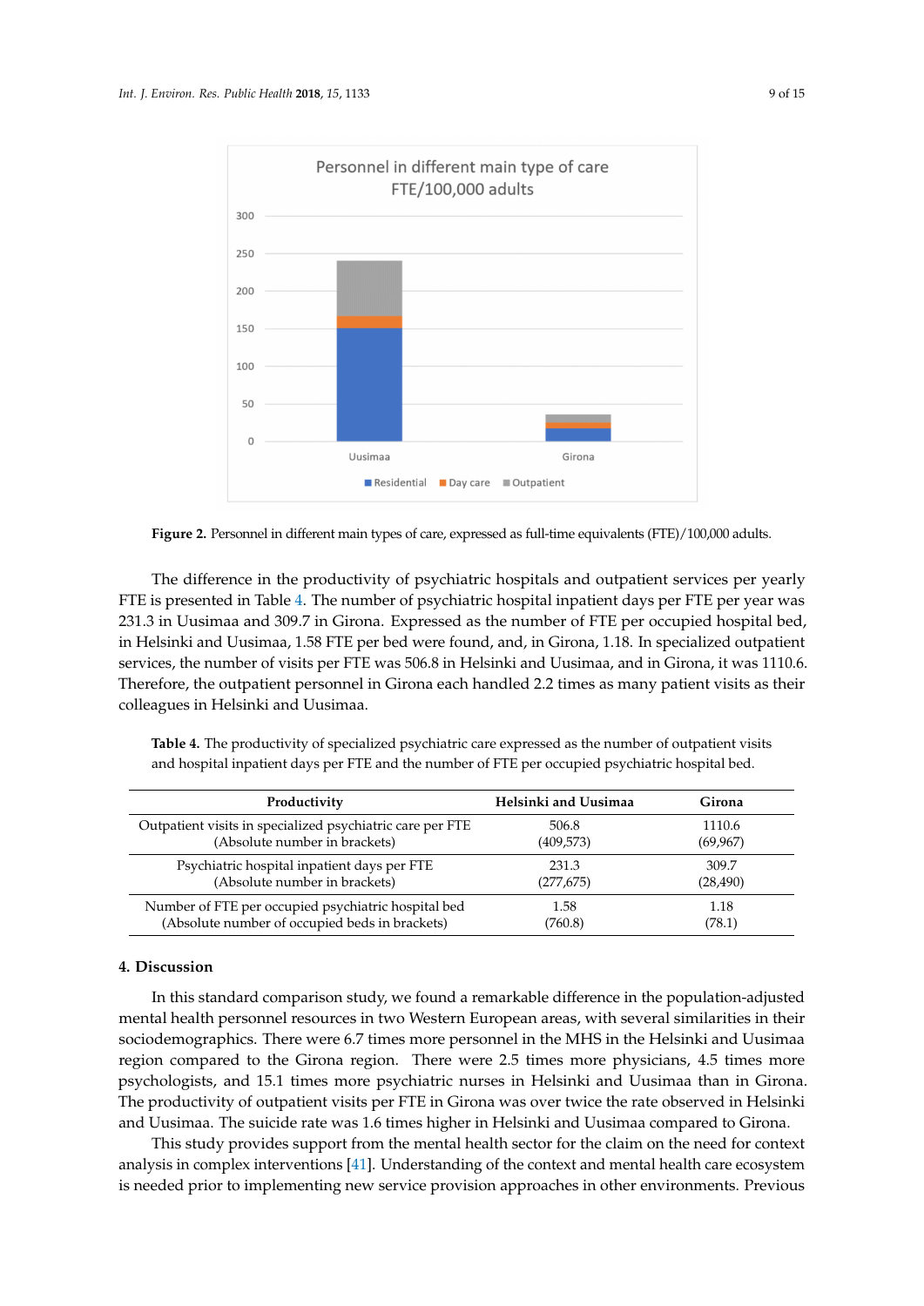**Figure 2.** Personnel in different main types of care, expressed as full-time equivalents (FTE)/100,000 adults.

The difference in the productivity of psychiatric hospitals and outpatient services per yearly FTE is presented in Table 4. The number of psychiatric hospital inpatient days per FTE per year was 231.3 in Uusimaa and 309.7 in Girona. Expressed as the number of FTE per occupied hospital bed, in Helsinki and Uusimaa, 1.58 FTE per bed were found, and, in Girona, 1.18. In specialized outpatient services, the number of visits per FTE was 506.8 in Helsinki and Uusimaa, and in Girona, it was 1110.6. Therefore, the outpatient personnel in Girona each handled 2.2 times as many patient visits as their colleagues in Helsinki and Uusimaa.

**Table 4.** The productivity of specialized psychiatric care expressed as the number of outpatient visits and hospital inpatient days per FTE and the number of FTE per occupied psychiatric hospital bed.

| Productivity | Helsinki and Uusimaa | Girona |
| --- | --- | --- |
| Outpatient visits in specialized psychiatric care per FTE (Absolute number in brackets) | 506.8 (409,573) | 1110.6 (69,967) |
| Psychiatric hospital inpatient days per FTE (Absolute number in brackets) | 231.3 (277,675) | 309.7 (28,490) |
| Number of FTE per occupied psychiatric hospital bed (Absolute number of occupied beds in brackets) | 1.58 (760.8) | 1.18 (78.1) |

## 4. Discussion

In this standard comparison study, we found a remarkable difference in the population-adjusted mental health personnel resources in two Western European areas, with several similarities in their sociodemographics. There were 6.7 times more personnel in the MHS in the Helsinki and Uusimaa region compared to the Girona region. There were 2.5 times more physicians, 4.5 times more psychologists, and 15.1 times more psychiatric nurses in Helsinki and Uusimaa than in Girona. The productivity of outpatient visits per FTE in Girona was over twice the rate observed in Helsinki and Uusimaa. The suicide rate was 1.6 times higher in Helsinki and Uusimaa compared to Girona.

This study provides support from the mental health sector for the claim on the need for context analysis in complex interventions [41]. Understanding of the context and mental health care ecosystem is needed prior to implementing new service provision approaches in other environments. Previous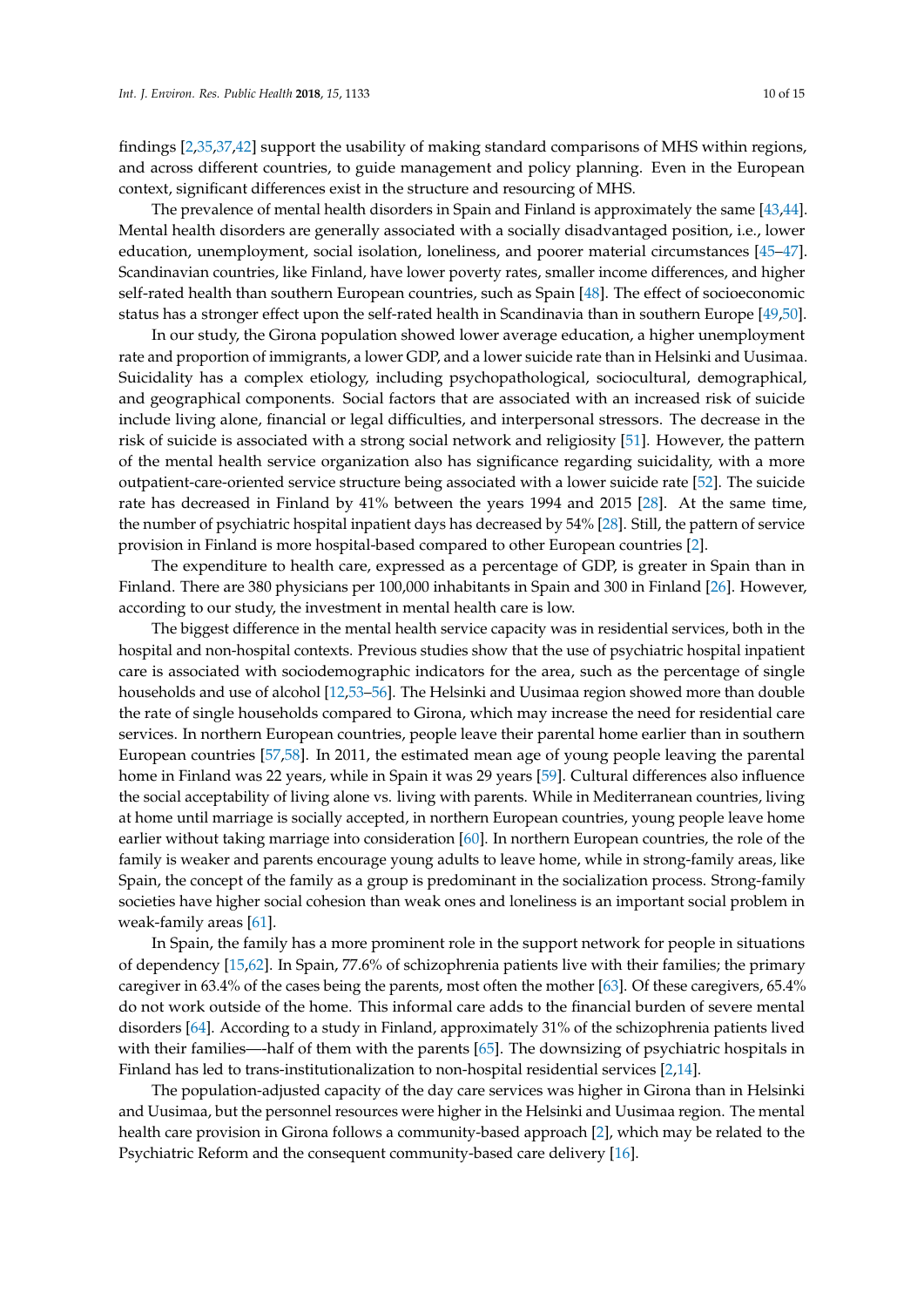findings [2,35,37,42] support the usability of making standard comparisons of MHS within regions, and across different countries, to guide management and policy planning. Even in the European context, significant differences exist in the structure and resourcing of MHS.

The prevalence of mental health disorders in Spain and Finland is approximately the same [43,44]. Mental health disorders are generally associated with a socially disadvantaged position, i.e., lower education, unemployment, social isolation, loneliness, and poorer material circumstances [45–47]. Scandinavian countries, like Finland, have lower poverty rates, smaller income differences, and higher self-rated health than southern European countries, such as Spain [48]. The effect of socioeconomic status has a stronger effect upon the self-rated health in Scandinavia than in southern Europe [49,50].

In our study, the Girona population showed lower average education, a higher unemployment rate and proportion of immigrants, a lower GDP, and a lower suicide rate than in Helsinki and Uusimaa. Suicidality has a complex etiology, including psychopathological, sociocultural, demographical, and geographical components. Social factors that are associated with an increased risk of suicide include living alone, financial or legal difficulties, and interpersonal stressors. The decrease in the risk of suicide is associated with a strong social network and religiosity [51]. However, the pattern of the mental health service organization also has significance regarding suicidality, with a more outpatient-care-oriented service structure being associated with a lower suicide rate [52]. The suicide rate has decreased in Finland by 41% between the years 1994 and 2015 [28]. At the same time, the number of psychiatric hospital inpatient days has decreased by 54% [28]. Still, the pattern of service provision in Finland is more hospital-based compared to other European countries [2].

The expenditure to health care, expressed as a percentage of GDP, is greater in Spain than in Finland. There are 380 physicians per 100,000 inhabitants in Spain and 300 in Finland [26]. However, according to our study, the investment in mental health care is low.

The biggest difference in the mental health service capacity was in residential services, both in the hospital and non-hospital contexts. Previous studies show that the use of psychiatric hospital inpatient care is associated with sociodemographic indicators for the area, such as the percentage of single households and use of alcohol [12,53–56]. The Helsinki and Uusimaa region showed more than double the rate of single households compared to Girona, which may increase the need for residential care services. In northern European countries, people leave their parental home earlier than in southern European countries [57,58]. In 2011, the estimated mean age of young people leaving the parental home in Finland was 22 years, while in Spain it was 29 years [59]. Cultural differences also influence the social acceptability of living alone vs. living with parents. While in Mediterranean countries, living at home until marriage is socially accepted, in northern European countries, young people leave home earlier without taking marriage into consideration [60]. In northern European countries, the role of the family is weaker and parents encourage young adults to leave home, while in strong-family areas, like Spain, the concept of the family as a group is predominant in the socialization process. Strong-family societies have higher social cohesion than weak ones and loneliness is an important social problem in weak-family areas [61].

In Spain, the family has a more prominent role in the support network for people in situations of dependency [15,62]. In Spain, 77.6% of schizophrenia patients live with their families; the primary caregiver in 63.4% of the cases being the parents, most often the mother [63]. Of these caregivers, 65.4% do not work outside of the home. This informal care adds to the financial burden of severe mental disorders [64]. According to a study in Finland, approximately 31% of the schizophrenia patients lived with their families—-half of them with the parents [65]. The downsizing of psychiatric hospitals in Finland has led to trans-institutionalization to non-hospital residential services [2,14].

The population-adjusted capacity of the day care services was higher in Girona than in Helsinki and Uusimaa, but the personnel resources were higher in the Helsinki and Uusimaa region. The mental health care provision in Girona follows a community-based approach [2], which may be related to the Psychiatric Reform and the consequent community-based care delivery [16].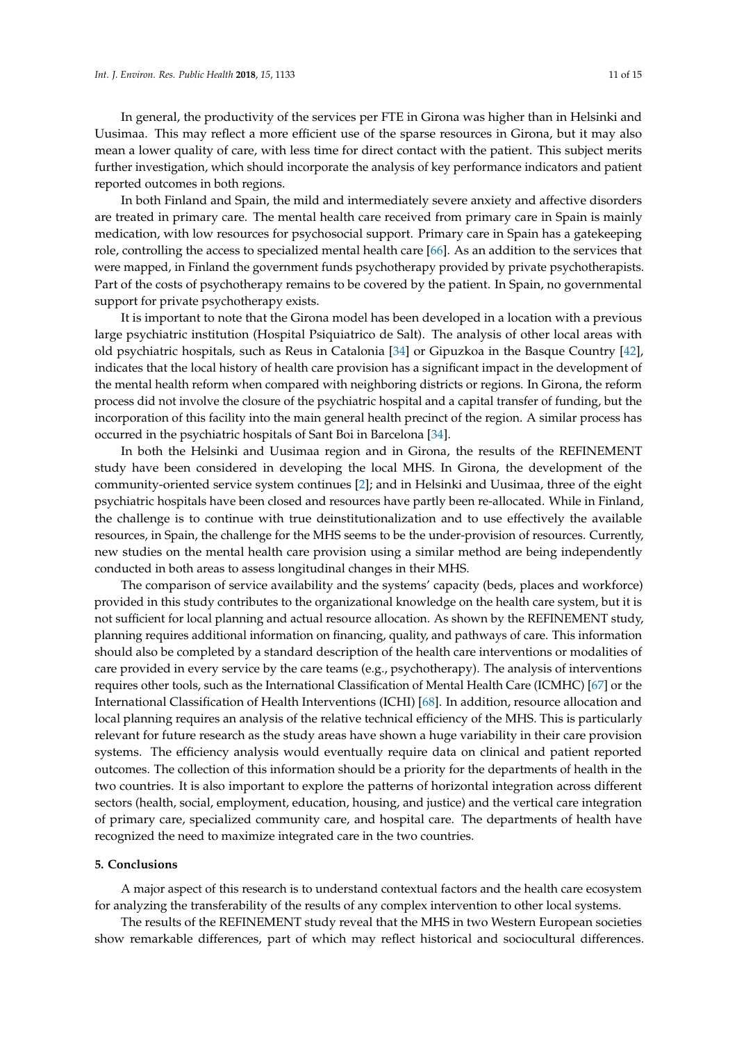In general, the productivity of the services per FTE in Girona was higher than in Helsinki and Uusimaa. This may reflect a more efficient use of the sparse resources in Girona, but it may also mean a lower quality of care, with less time for direct contact with the patient. This subject merits further investigation, which should incorporate the analysis of key performance indicators and patient reported outcomes in both regions.

In both Finland and Spain, the mild and intermediately severe anxiety and affective disorders are treated in primary care. The mental health care received from primary care in Spain is mainly medication, with low resources for psychosocial support. Primary care in Spain has a gatekeeping role, controlling the access to specialized mental health care [66]. As an addition to the services that were mapped, in Finland the government funds psychotherapy provided by private psychotherapists. Part of the costs of psychotherapy remains to be covered by the patient. In Spain, no governmental support for private psychotherapy exists.

It is important to note that the Girona model has been developed in a location with a previous large psychiatric institution (Hospital Psiquiatrico de Salt). The analysis of other local areas with old psychiatric hospitals, such as Reus in Catalonia [34] or Gipuzkoa in the Basque Country [42], indicates that the local history of health care provision has a significant impact in the development of the mental health reform when compared with neighboring districts or regions. In Girona, the reform process did not involve the closure of the psychiatric hospital and a capital transfer of funding, but the incorporation of this facility into the main general health precinct of the region. A similar process has occurred in the psychiatric hospitals of Sant Boi in Barcelona [34].

In both the Helsinki and Uusimaa region and in Girona, the results of the REFINEMENT study have been considered in developing the local MHS. In Girona, the development of the community-oriented service system continues [2]; and in Helsinki and Uusimaa, three of the eight psychiatric hospitals have been closed and resources have partly been re-allocated. While in Finland, the challenge is to continue with true deinstitutionalization and to use effectively the available resources, in Spain, the challenge for the MHS seems to be the under-provision of resources. Currently, new studies on the mental health care provision using a similar method are being independently conducted in both areas to assess longitudinal changes in their MHS.

The comparison of service availability and the systems' capacity (beds, places and workforce) provided in this study contributes to the organizational knowledge on the health care system, but it is not sufficient for local planning and actual resource allocation. As shown by the REFINEMENT study, planning requires additional information on financing, quality, and pathways of care. This information should also be completed by a standard description of the health care interventions or modalities of care provided in every service by the care teams (e.g., psychotherapy). The analysis of interventions requires other tools, such as the International Classification of Mental Health Care (ICMHC) [67] or the International Classification of Health Interventions (ICHI) [68]. In addition, resource allocation and local planning requires an analysis of the relative technical efficiency of the MHS. This is particularly relevant for future research as the study areas have shown a huge variability in their care provision systems. The efficiency analysis would eventually require data on clinical and patient reported outcomes. The collection of this information should be a priority for the departments of health in the two countries. It is also important to explore the patterns of horizontal integration across different sectors (health, social, employment, education, housing, and justice) and the vertical care integration of primary care, specialized community care, and hospital care. The departments of health have recognized the need to maximize integrated care in the two countries.

## 5. Conclusions

A major aspect of this research is to understand contextual factors and the health care ecosystem for analyzing the transferability of the results of any complex intervention to other local systems.

The results of the REFINEMENT study reveal that the MHS in two Western European societies show remarkable differences, part of which may reflect historical and sociocultural differences.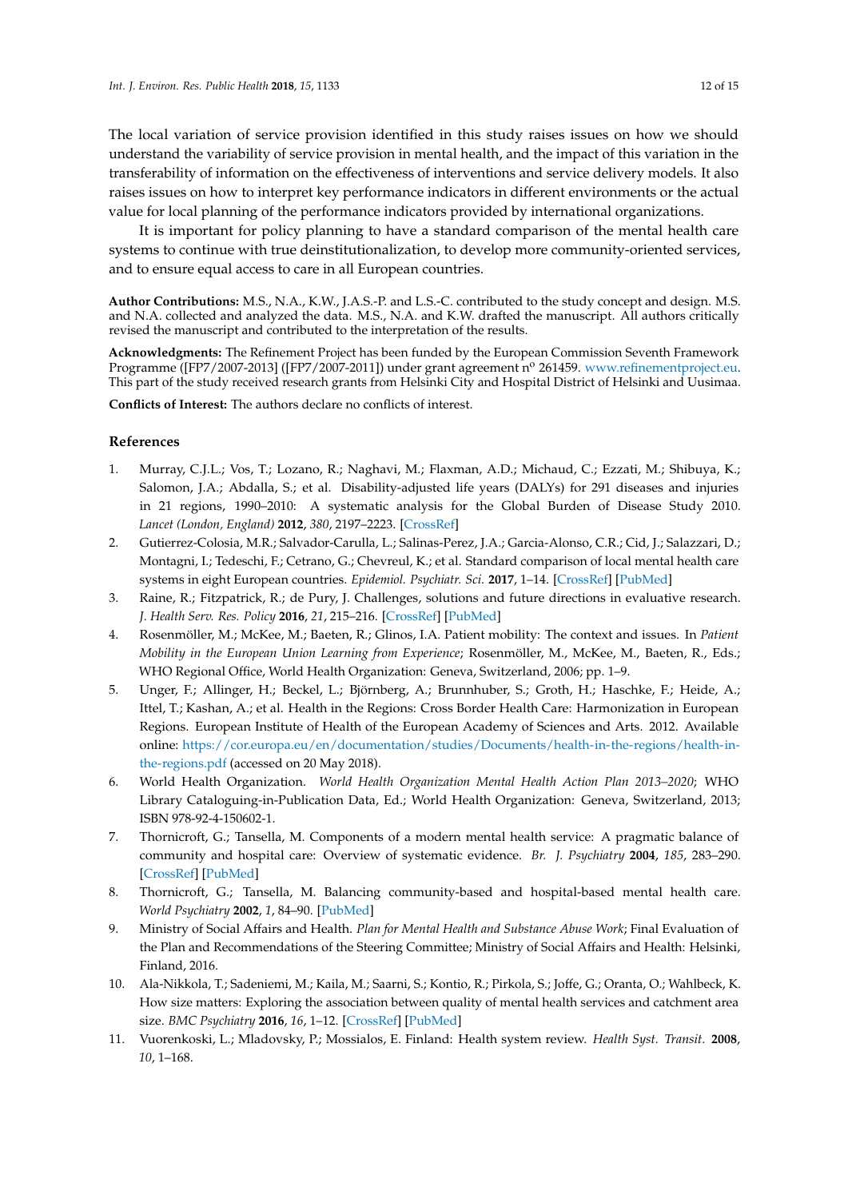The local variation of service provision identified in this study raises issues on how we should understand the variability of service provision in mental health, and the impact of this variation in the transferability of information on the effectiveness of interventions and service delivery models. It also raises issues on how to interpret key performance indicators in different environments or the actual value for local planning of the performance indicators provided by international organizations.

It is important for policy planning to have a standard comparison of the mental health care systems to continue with true deinstitutionalization, to develop more community-oriented services, and to ensure equal access to care in all European countries.

**Author Contributions:** M.S., N.A., K.W., J.A.S.-P. and L.S.-C. contributed to the study concept and design. M.S. and N.A. collected and analyzed the data. M.S., N.A. and K.W. drafted the manuscript. All authors critically revised the manuscript and contributed to the interpretation of the results.

**Acknowledgments:** The Refinement Project has been funded by the European Commission Seventh Framework Programme ([FP7/2007-2013] ([FP7/2007-2011]) under grant agreement nº 261459. www.refinementproject.eu. This part of the study received research grants from Helsinki City and Hospital District of Helsinki and Uusimaa.

**Conflicts of Interest:** The authors declare no conflicts of interest.

## References

1. Murray, C.J.L.; Vos, T.; Lozano, R.; Naghavi, M.; Flaxman, A.D.; Michaud, C.; Ezzati, M.; Shibuya, K.; Salomon, J.A.; Abdalla, S.; et al. Disability-adjusted life years (DALYs) for 291 diseases and injuries in 21 regions, 1990–2010: A systematic analysis for the Global Burden of Disease Study 2010. *Lancet (London, England)* **2012**, *380*, 2197–2223. [CrossRef]
2. Gutierrez-Colosia, M.R.; Salvador-Carulla, L.; Salinas-Perez, J.A.; Garcia-Alonso, C.R.; Cid, J.; Salazzari, D.; Montagni, I.; Tedeschi, F.; Cetrano, G.; Chevreul, K.; et al. Standard comparison of local mental health care systems in eight European countries. *Epidemiol. Psychiatr. Sci.* **2017**, 1–14. [CrossRef] [PubMed]
3. Raine, R.; Fitzpatrick, R.; de Pury, J. Challenges, solutions and future directions in evaluative research. *J. Health Serv. Res. Policy* **2016**, *21*, 215–216. [CrossRef] [PubMed]
4. Rosenmöller, M.; McKee, M.; Baeten, R.; Glinos, I.A. Patient mobility: The context and issues. In *Patient Mobility in the European Union Learning from Experience*; Rosenmöller, M., McKee, M., Baeten, R., Eds.; WHO Regional Office, World Health Organization: Geneva, Switzerland, 2006; pp. 1–9.
5. Unger, F.; Allinger, H.; Beckel, L.; Björnberg, A.; Brunnhuber, S.; Groth, H.; Haschke, F.; Heide, A.; Ittel, T.; Kashan, A.; et al. Health in the Regions: Cross Border Health Care: Harmonization in European Regions. European Institute of Health of the European Academy of Sciences and Arts. 2012. Available online: https://cor.europa.eu/en/documentation/studies/Documents/health-in-the-regions/health-in-the-regions.pdf (accessed on 20 May 2018).
6. World Health Organization. *World Health Organization Mental Health Action Plan 2013–2020*; WHO Library Cataloguing-in-Publication Data, Ed.; World Health Organization: Geneva, Switzerland, 2013; ISBN 978-92-4-150602-1.
7. Thornicroft, G.; Tansella, M. Components of a modern mental health service: A pragmatic balance of community and hospital care: Overview of systematic evidence. *Br. J. Psychiatry* **2004**, *185*, 283–290. [CrossRef] [PubMed]
8. Thornicroft, G.; Tansella, M. Balancing community-based and hospital-based mental health care. *World Psychiatry* **2002**, *1*, 84–90. [PubMed]
9. Ministry of Social Affairs and Health. *Plan for Mental Health and Substance Abuse Work*; Final Evaluation of the Plan and Recommendations of the Steering Committee; Ministry of Social Affairs and Health: Helsinki, Finland, 2016.
10. Ala-Nikkola, T.; Sadeniemi, M.; Kaila, M.; Saarni, S.; Kontio, R.; Pirkola, S.; Joffe, G.; Oranta, O.; Wahlbeck, K. How size matters: Exploring the association between quality of mental health services and catchment area size. *BMC Psychiatry* **2016**, *16*, 1–12. [CrossRef] [PubMed]
11. Vuorenkoski, L.; Mladovsky, P.; Mossialos, E. Finland: Health system review. *Health Syst. Transit.* **2008**, *10*, 1–168.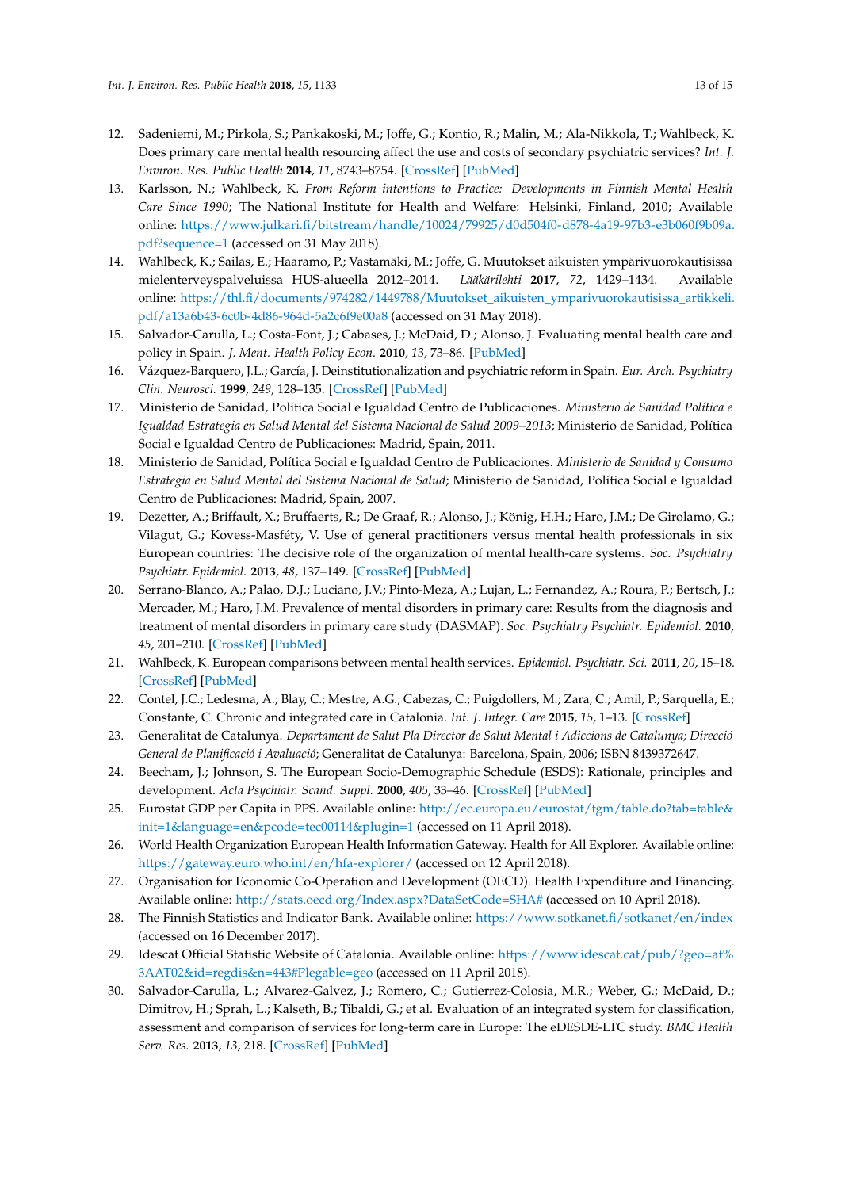12. Sadeniemi, M.; Pirkola, S.; Pankakoski, M.; Joffe, G.; Kontio, R.; Malin, M.; Ala-Nikkola, T.; Wahlbeck, K. Does primary care mental health resourcing affect the use and costs of secondary psychiatric services? *Int. J. Environ. Res. Public Health* **2014**, *11*, 8743–8754. [CrossRef] [PubMed]
13. Karlsson, N.; Wahlbeck, K. *From Reform intentions to Practice: Developments in Finnish Mental Health Care Since 1990*; The National Institute for Health and Welfare: Helsinki, Finland, 2010; Available online: https://www.julkari.fi/bitstream/handle/10024/79925/d0d504f0-d878-4a19-97b3-e3b060f9b09a.pdf?sequence=1 (accessed on 31 May 2018).
14. Wahlbeck, K.; Sailas, E.; Haaramo, P.; Vastamäki, M.; Joffe, G. Muutokset aikuisten ympärivuorokautisissa mielenterveyspalveluissa HUS-alueella 2012–2014. *Lääkärilehti* **2017**, *72*, 1429–1434. Available online: https://thl.fi/documents/974282/1449788/Muutokset_aikuisten_ymparivuorokautisissa_artikkeli.pdf/a13a6b43-6c0b-4d86-964d-5a2c6f9e00a8 (accessed on 31 May 2018).
15. Salvador-Carulla, L.; Costa-Font, J.; Cabases, J.; McDaid, D.; Alonso, J. Evaluating mental health care and policy in Spain. *J. Ment. Health Policy Econ.* **2010**, *13*, 73–86. [PubMed]
16. Vázquez-Barquero, J.L.; García, J. Deinstitutionalization and psychiatric reform in Spain. *Eur. Arch. Psychiatry Clin. Neurosci.* **1999**, *249*, 128–135. [CrossRef] [PubMed]
17. Ministerio de Sanidad, Política Social e Igualdad Centro de Publicaciones. *Ministerio de Sanidad Política e Igualdad Estrategia en Salud Mental del Sistema Nacional de Salud 2009–2013*; Ministerio de Sanidad, Política Social e Igualdad Centro de Publicaciones: Madrid, Spain, 2011.
18. Ministerio de Sanidad, Política Social e Igualdad Centro de Publicaciones. *Ministerio de Sanidad y Consumo Estrategia en Salud Mental del Sistema Nacional de Salud*; Ministerio de Sanidad, Política Social e Igualdad Centro de Publicaciones: Madrid, Spain, 2007.
19. Dezetter, A.; Briffault, X.; Bruffaerts, R.; De Graaf, R.; Alonso, J.; König, H.H.; Haro, J.M.; De Girolamo, G.; Vilagut, G.; Kovess-Masféty, V. Use of general practitioners versus mental health professionals in six European countries: The decisive role of the organization of mental health-care systems. *Soc. Psychiatry Psychiatr. Epidemiol.* **2013**, *48*, 137–149. [CrossRef] [PubMed]
20. Serrano-Blanco, A.; Palao, D.J.; Luciano, J.V.; Pinto-Meza, A.; Lujan, L.; Fernandez, A.; Roura, P.; Bertsch, J.; Mercader, M.; Haro, J.M. Prevalence of mental disorders in primary care: Results from the diagnosis and treatment of mental disorders in primary care study (DASMAP). *Soc. Psychiatry Psychiatr. Epidemiol.* **2010**, *45*, 201–210. [CrossRef] [PubMed]
21. Wahlbeck, K. European comparisons between mental health services. *Epidemiol. Psychiatr. Sci.* **2011**, *20*, 15–18. [CrossRef] [PubMed]
22. Contel, J.C.; Ledesma, A.; Blay, C.; Mestre, A.G.; Cabezas, C.; Puigdollers, M.; Zara, C.; Amil, P.; Sarquella, E.; Constante, C. Chronic and integrated care in Catalonia. *Int. J. Integr. Care* **2015**, *15*, 1–13. [CrossRef]
23. Generalitat de Catalunya. *Departament de Salut Pla Director de Salut Mental i Adiccions de Catalunya; Direcció General de Planificació i Avaluació*; Generalitat de Catalunya: Barcelona, Spain, 2006; ISBN 8439372647.
24. Beecham, J.; Johnson, S. The European Socio-Demographic Schedule (ESDS): Rationale, principles and development. *Acta Psychiatr. Scand. Suppl.* **2000**, *405*, 33–46. [CrossRef] [PubMed]
25. Eurostat GDP per Capita in PPS. Available online: http://ec.europa.eu/eurostat/tgm/table.do?tab=table&init=1&language=en&pcode=tec00114&plugin=1 (accessed on 11 April 2018).
26. World Health Organization European Health Information Gateway. Health for All Explorer. Available online: https://gateway.euro.who.int/en/hfa-explorer/ (accessed on 12 April 2018).
27. Organisation for Economic Co-Operation and Development (OECD). Health Expenditure and Financing. Available online: http://stats.oecd.org/Index.aspx?DataSetCode=SHA# (accessed on 10 April 2018).
28. The Finnish Statistics and Indicator Bank. Available online: https://www.sotkanet.fi/sotkanet/en/index (accessed on 16 December 2017).
29. Idescat Official Statistic Website of Catalonia. Available online: https://www.idescat.cat/pub/?geo=at%3AAT02&id=regdis&n=443#Plegable=geo (accessed on 11 April 2018).
30. Salvador-Carulla, L.; Alvarez-Galvez, J.; Romero, C.; Gutierrez-Colosia, M.R.; Weber, G.; McDaid, D.; Dimitrov, H.; Sprah, L.; Kalseth, B.; Tibaldi, G.; et al. Evaluation of an integrated system for classification, assessment and comparison of services for long-term care in Europe: The eDESDE-LTC study. *BMC Health Serv. Res.* **2013**, *13*, 218. [CrossRef] [PubMed]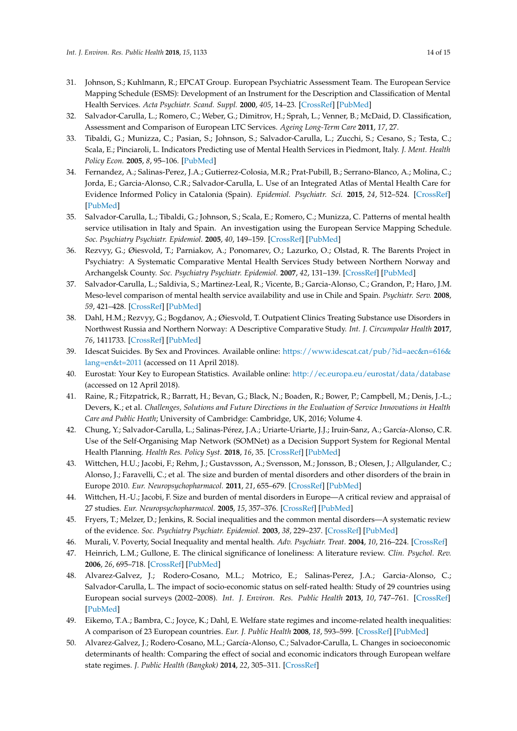31. Johnson, S.; Kuhlmann, R.; EPCAT Group. European Psychiatric Assessment Team. The European Service Mapping Schedule (ESMS): Development of an Instrument for the Description and Classification of Mental Health Services. *Acta Psychiatr. Scand. Suppl.* **2000**, *405*, 14–23. [CrossRef] [PubMed]
32. Salvador-Carulla, L.; Romero, C.; Weber, G.; Dimitrov, H.; Sprah, L.; Venner, B.; McDaid, D. Classification, Assessment and Comparison of European LTC Services. *Ageing Long-Term Care* **2011**, *17*, 27.
33. Tibaldi, G.; Munizza, C.; Pasian, S.; Johnson, S.; Salvador-Carulla, L.; Zucchi, S.; Cesano, S.; Testa, C.; Scala, E.; Pinciaroli, L. Indicators Predicting use of Mental Health Services in Piedmont, Italy. *J. Ment. Health Policy Econ.* **2005**, *8*, 95–106. [PubMed]
34. Fernandez, A.; Salinas-Perez, J.A.; Gutierrez-Colosia, M.R.; Prat-Pubill, B.; Serrano-Blanco, A.; Molina, C.; Jorda, E.; Garcia-Alonso, C.R.; Salvador-Carulla, L. Use of an Integrated Atlas of Mental Health Care for Evidence Informed Policy in Catalonia (Spain). *Epidemiol. Psychiatr. Sci.* **2015**, *24*, 512–524. [CrossRef] [PubMed]
35. Salvador-Carulla, L.; Tibaldi, G.; Johnson, S.; Scala, E.; Romero, C.; Munizza, C. Patterns of mental health service utilisation in Italy and Spain. An investigation using the European Service Mapping Schedule. *Soc. Psychiatry Psychiatr. Epidemiol.* **2005**, *40*, 149–159. [CrossRef] [PubMed]
36. Rezvyy, G.; Øiesvold, T.; Parniakov, A.; Ponomarev, O.; Lazurko, O.; Olstad, R. The Barents Project in Psychiatry: A Systematic Comparative Mental Health Services Study between Northern Norway and Archangelsk County. *Soc. Psychiatry Psychiatr. Epidemiol.* **2007**, *42*, 131–139. [CrossRef] [PubMed]
37. Salvador-Carulla, L.; Saldivia, S.; Martinez-Leal, R.; Vicente, B.; Garcia-Alonso, C.; Grandon, P.; Haro, J.M. Meso-level comparison of mental health service availability and use in Chile and Spain. *Psychiatr. Serv.* **2008**, *59*, 421–428. [CrossRef] [PubMed]
38. Dahl, H.M.; Rezvyy, G.; Bogdanov, A.; Øiesvold, T. Outpatient Clinics Treating Substance use Disorders in Northwest Russia and Northern Norway: A Descriptive Comparative Study. *Int. J. Circumpolar Health* **2017**, *76*, 1411733. [CrossRef] [PubMed]
39. Idescat Suicides. By Sex and Provinces. Available online: https://www.idescat.cat/pub/?id=aec&n=616&lang=en&t=2011 (accessed on 11 April 2018).
40. Eurostat: Your Key to European Statistics. Available online: http://ec.europa.eu/eurostat/data/database (accessed on 12 April 2018).
41. Raine, R.; Fitzpatrick, R.; Barratt, H.; Bevan, G.; Black, N.; Boaden, R.; Bower, P.; Campbell, M.; Denis, J.-L.; Devers, K.; et al. *Challenges, Solutions and Future Directions in the Evaluation of Service Innovations in Health Care and Public Heath*; University of Cambridge: Cambridge, UK, 2016; Volume 4.
42. Chung, Y.; Salvador-Carulla, L.; Salinas-Pérez, J.A.; Uriarte-Uriarte, J.J.; Iruin-Sanz, A.; García-Alonso, C.R. Use of the Self-Organising Map Network (SOMNet) as a Decision Support System for Regional Mental Health Planning. *Health Res. Policy Syst.* **2018**, *16*, 35. [CrossRef] [PubMed]
43. Wittchen, H.U.; Jacobi, F.; Rehm, J.; Gustavsson, A.; Svensson, M.; Jonsson, B.; Olesen, J.; Allgulander, C.; Alonso, J.; Faravelli, C.; et al. The size and burden of mental disorders and other disorders of the brain in Europe 2010. *Eur. Neuropsychopharmacol.* **2011**, *21*, 655–679. [CrossRef] [PubMed]
44. Wittchen, H.-U.; Jacobi, F. Size and burden of mental disorders in Europe—A critical review and appraisal of 27 studies. *Eur. Neuropsychopharmacol.* **2005**, *15*, 357–376. [CrossRef] [PubMed]
45. Fryers, T.; Melzer, D.; Jenkins, R. Social inequalities and the common mental disorders—A systematic review of the evidence. *Soc. Psychiatry Psychiatr. Epidemiol.* **2003**, *38*, 229–237. [CrossRef] [PubMed]
46. Murali, V. Poverty, Social Inequality and mental health. *Adv. Psychiatr. Treat.* **2004**, *10*, 216–224. [CrossRef]
47. Heinrich, L.M.; Gullone, E. The clinical significance of loneliness: A literature review. *Clin. Psychol. Rev.* **2006**, *26*, 695–718. [CrossRef] [PubMed]
48. Alvarez-Galvez, J.; Rodero-Cosano, M.L.; Motrico, E.; Salinas-Perez, J.A.; Garcia-Alonso, C.; Salvador-Carulla, L. The impact of socio-economic status on self-rated health: Study of 29 countries using European social surveys (2002–2008). *Int. J. Environ. Res. Public Health* **2013**, *10*, 747–761. [CrossRef] [PubMed]
49. Eikemo, T.A.; Bambra, C.; Joyce, K.; Dahl, E. Welfare state regimes and income-related health inequalities: A comparison of 23 European countries. *Eur. J. Public Health* **2008**, *18*, 593–599. [CrossRef] [PubMed]
50. Alvarez-Galvez, J.; Rodero-Cosano, M.L.; García-Alonso, C.; Salvador-Carulla, L. Changes in socioeconomic determinants of health: Comparing the effect of social and economic indicators through European welfare state regimes. *J. Public Health (Bangkok)* **2014**, *22*, 305–311. [CrossRef]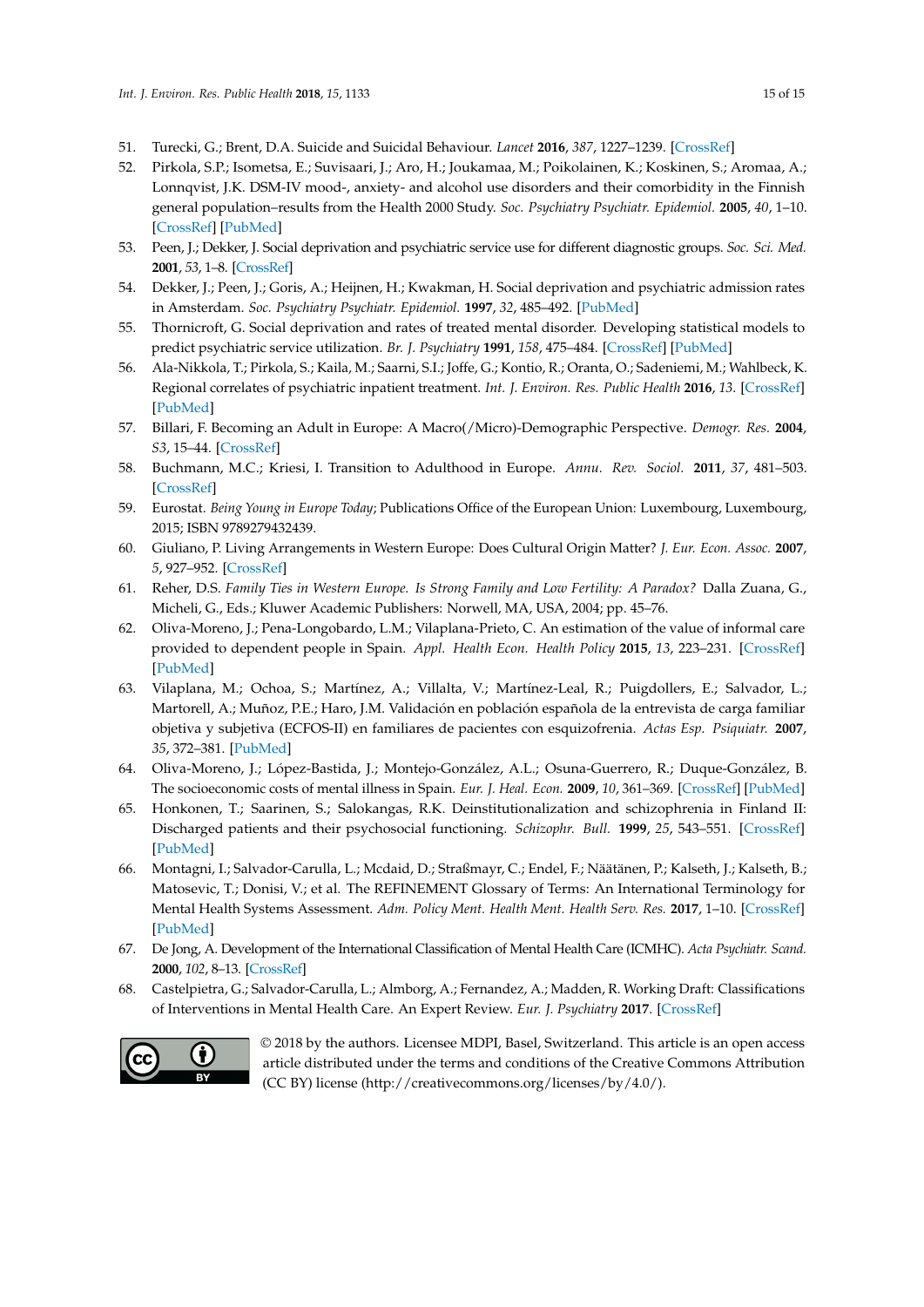51. Turecki, G.; Brent, D.A. Suicide and Suicidal Behaviour. *Lancet* **2016**, *387*, 1227–1239. [CrossRef]
52. Pirkola, S.P.; Isometsa, E.; Suvisaari, J.; Aro, H.; Joukamaa, M.; Poikolainen, K.; Koskinen, S.; Aromaa, A.; Lonnqvist, J.K. DSM-IV mood-, anxiety- and alcohol use disorders and their comorbidity in the Finnish general population–results from the Health 2000 Study. *Soc. Psychiatry Psychiatr. Epidemiol.* **2005**, *40*, 1–10. [CrossRef] [PubMed]
53. Peen, J.; Dekker, J. Social deprivation and psychiatric service use for different diagnostic groups. *Soc. Sci. Med.* **2001**, *53*, 1–8. [CrossRef]
54. Dekker, J.; Peen, J.; Goris, A.; Heijnen, H.; Kwakman, H. Social deprivation and psychiatric admission rates in Amsterdam. *Soc. Psychiatry Psychiatr. Epidemiol.* **1997**, *32*, 485–492. [PubMed]
55. Thornicroft, G. Social deprivation and rates of treated mental disorder. Developing statistical models to predict psychiatric service utilization. *Br. J. Psychiatry* **1991**, *158*, 475–484. [CrossRef] [PubMed]
56. Ala-Nikkola, T.; Pirkola, S.; Kaila, M.; Saarni, S.I.; Joffe, G.; Kontio, R.; Oranta, O.; Sadeniemi, M.; Wahlbeck, K. Regional correlates of psychiatric inpatient treatment. *Int. J. Environ. Res. Public Health* **2016**, *13*. [CrossRef] [PubMed]
57. Billari, F. Becoming an Adult in Europe: A Macro(/Micro)-Demographic Perspective. *Demogr. Res.* **2004**, *S3*, 15–44. [CrossRef]
58. Buchmann, M.C.; Kriesi, I. Transition to Adulthood in Europe. *Annu. Rev. Sociol.* **2011**, *37*, 481–503. [CrossRef]
59. Eurostat. *Being Young in Europe Today*; Publications Office of the European Union: Luxembourg, Luxembourg, 2015; ISBN 9789279432439.
60. Giuliano, P. Living Arrangements in Western Europe: Does Cultural Origin Matter? *J. Eur. Econ. Assoc.* **2007**, *5*, 927–952. [CrossRef]
61. Reher, D.S. *Family Ties in Western Europe. Is Strong Family and Low Fertility: A Paradox?* Dalla Zuana, G., Micheli, G., Eds.; Kluwer Academic Publishers: Norwell, MA, USA, 2004; pp. 45–76.
62. Oliva-Moreno, J.; Pena-Longobardo, L.M.; Vilaplana-Prieto, C. An estimation of the value of informal care provided to dependent people in Spain. *Appl. Health Econ. Health Policy* **2015**, *13*, 223–231. [CrossRef] [PubMed]
63. Vilaplana, M.; Ochoa, S.; Martínez, A.; Villalta, V.; Martínez-Leal, R.; Puigdollers, E.; Salvador, L.; Martorell, A.; Muñoz, P.E.; Haro, J.M. Validación en población española de la entrevista de carga familiar objetiva y subjetiva (ECFOS-II) en familiares de pacientes con esquizofrenia. *Actas Esp. Psiquiatr.* **2007**, *35*, 372–381. [PubMed]
64. Oliva-Moreno, J.; López-Bastida, J.; Montejo-González, A.L.; Osuna-Guerrero, R.; Duque-González, B. The socioeconomic costs of mental illness in Spain. *Eur. J. Heal. Econ.* **2009**, *10*, 361–369. [CrossRef] [PubMed]
65. Honkonen, T.; Saarinen, S.; Salokangas, R.K. Deinstitutionalization and schizophrenia in Finland II: Discharged patients and their psychosocial functioning. *Schizophr. Bull.* **1999**, *25*, 543–551. [CrossRef] [PubMed]
66. Montagni, I.; Salvador-Carulla, L.; Mcdaid, D.; Straßmayr, C.; Endel, F.; Näätänen, P.; Kalseth, J.; Kalseth, B.; Matosevic, T.; Donisi, V.; et al. The REFINEMENT Glossary of Terms: An International Terminology for Mental Health Systems Assessment. *Adm. Policy Ment. Health Ment. Health Serv. Res.* **2017**, 1–10. [CrossRef] [PubMed]
67. De Jong, A. Development of the International Classification of Mental Health Care (ICMHC). *Acta Psychiatr. Scand.* **2000**, *102*, 8–13. [CrossRef]
68. Castelpietra, G.; Salvador-Carulla, L.; Almborg, A.; Fernandez, A.; Madden, R. Working Draft: Classifications of Interventions in Mental Health Care. An Expert Review. *Eur. J. Psychiatry* **2017**. [CrossRef]

© 2018 by the authors. Licensee MDPI, Basel, Switzerland. This article is an open access article distributed under the terms and conditions of the Creative Commons Attribution (CC BY) license (http://creativecommons.org/licenses/by/4.0/).